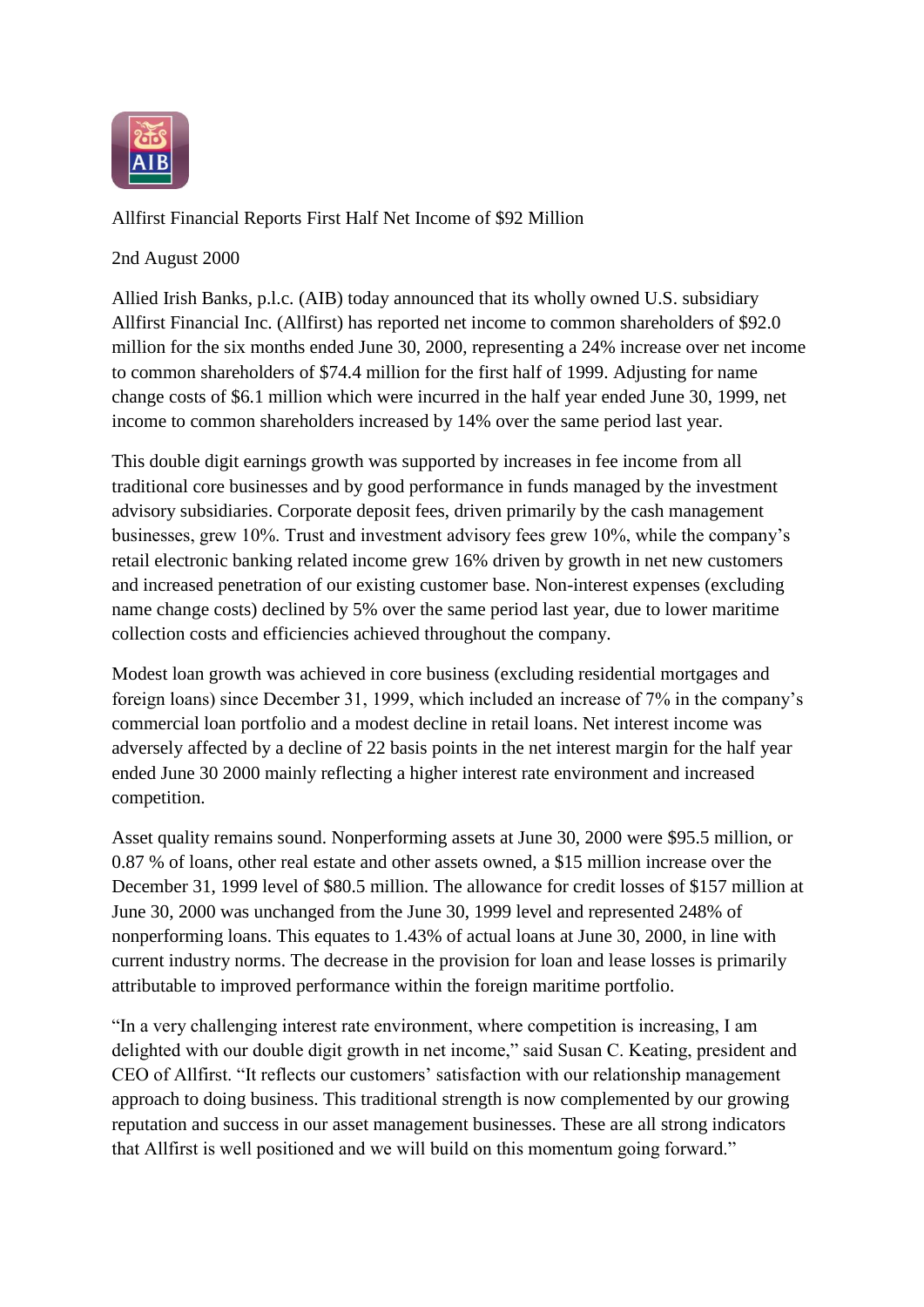# Allfirst Financial Reports First Half Net Income of $92 Million

2nd August 2000

Allied Irish Banks, p.l.c. (AIB) today announced that its wholly owned U.S. subsidiary Allfirst Financial Inc. (Allfirst) has reported net income to common shareholders of $92.0 million for the six months ended June 30, 2000, representing a 24% increase over net income to common shareholders of $74.4 million for the first half of 1999. Adjusting for name change costs of $6.1 million which were incurred in the half year ended June 30, 1999, net income to common shareholders increased by 14% over the same period last year.

This double digit earnings growth was supported by increases in fee income from all traditional core businesses and by good performance in funds managed by the investment advisory subsidiaries. Corporate deposit fees, driven primarily by the cash management businesses, grew 10%. Trust and investment advisory fees grew 10%, while the company's retail electronic banking related income grew 16% driven by growth in net new customers and increased penetration of our existing customer base. Non-interest expenses (excluding name change costs) declined by 5% over the same period last year, due to lower maritime collection costs and efficiencies achieved throughout the company.

Modest loan growth was achieved in core business (excluding residential mortgages and foreign loans) since December 31, 1999, which included an increase of 7% in the company's commercial loan portfolio and a modest decline in retail loans. Net interest income was adversely affected by a decline of 22 basis points in the net interest margin for the half year ended June 30 2000 mainly reflecting a higher interest rate environment and increased competition.

Asset quality remains sound. Nonperforming assets at June 30, 2000 were $95.5 million, or 0.87 % of loans, other real estate and other assets owned, a $15 million increase over the December 31, 1999 level of $80.5 million. The allowance for credit losses of $157 million at June 30, 2000 was unchanged from the June 30, 1999 level and represented 248% of nonperforming loans. This equates to 1.43% of actual loans at June 30, 2000, in line with current industry norms. The decrease in the provision for loan and lease losses is primarily attributable to improved performance within the foreign maritime portfolio.

"In a very challenging interest rate environment, where competition is increasing, I am delighted with our double digit growth in net income," said Susan C. Keating, president and CEO of Allfirst. "It reflects our customers' satisfaction with our relationship management approach to doing business. This traditional strength is now complemented by our growing reputation and success in our asset management businesses. These are all strong indicators that Allfirst is well positioned and we will build on this momentum going forward."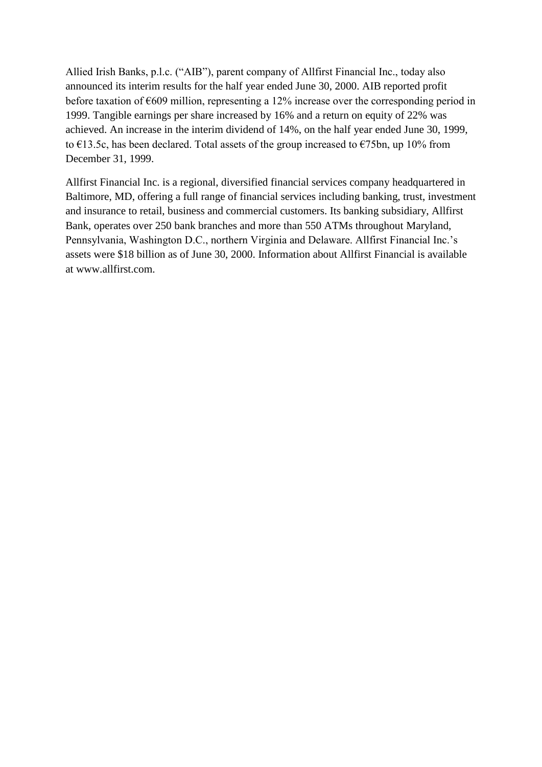Allied Irish Banks, p.l.c. ("AIB"), parent company of Allfirst Financial Inc., today also announced its interim results for the half year ended June 30, 2000. AIB reported profit before taxation of €609 million, representing a 12% increase over the corresponding period in 1999. Tangible earnings per share increased by 16% and a return on equity of 22% was achieved. An increase in the interim dividend of 14%, on the half year ended June 30, 1999, to €13.5c, has been declared. Total assets of the group increased to €75bn, up 10% from December 31, 1999.

Allfirst Financial Inc. is a regional, diversified financial services company headquartered in Baltimore, MD, offering a full range of financial services including banking, trust, investment and insurance to retail, business and commercial customers. Its banking subsidiary, Allfirst Bank, operates over 250 bank branches and more than 550 ATMs throughout Maryland, Pennsylvania, Washington D.C., northern Virginia and Delaware. Allfirst Financial Inc.'s assets were $18 billion as of June 30, 2000. Information about Allfirst Financial is available at www.allfirst.com.